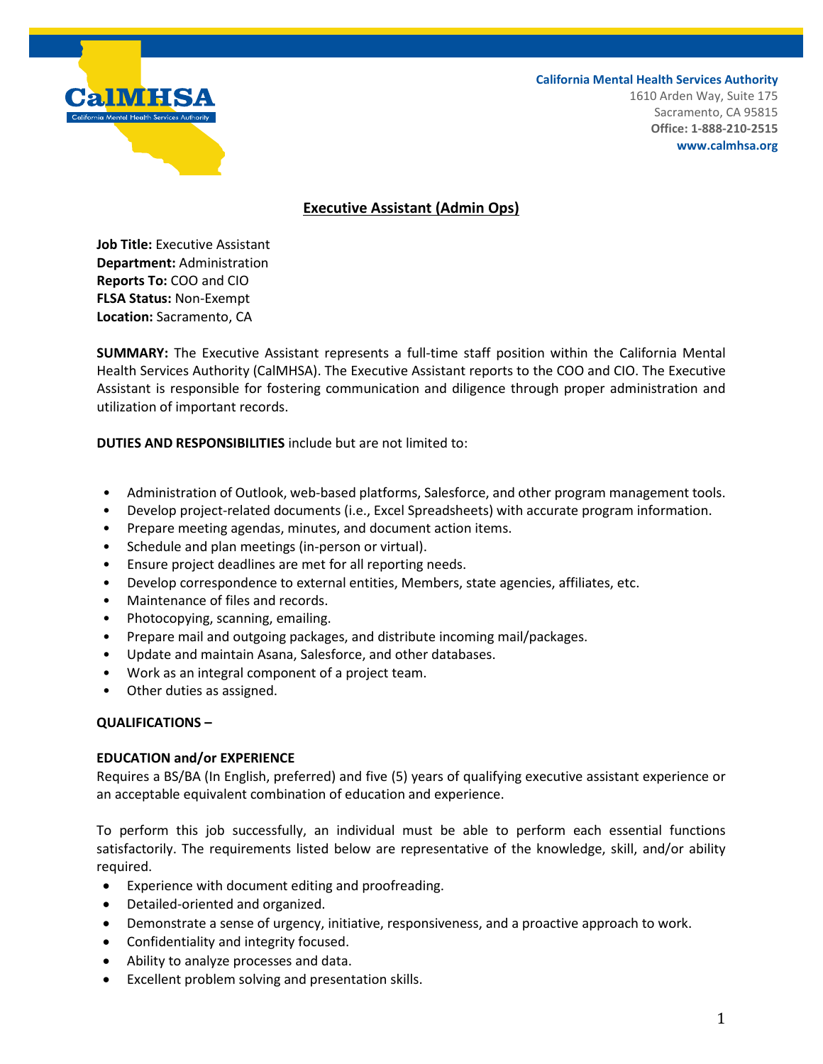**California Mental Health Services Authority**
1610 Arden Way, Suite 175
Sacramento, CA 95815
**Office: 1-888-210-2515**
**www.calmhsa.org**

# Executive Assistant (Admin Ops)

**Job Title:** Executive Assistant
**Department:** Administration
**Reports To:** COO and CIO
**FLSA Status:** Non-Exempt
**Location:** Sacramento, CA

**SUMMARY:** The Executive Assistant represents a full-time staff position within the California Mental Health Services Authority (CalMHSA). The Executive Assistant reports to the COO and CIO. The Executive Assistant is responsible for fostering communication and diligence through proper administration and utilization of important records.

**DUTIES AND RESPONSIBILITIES** include but are not limited to:

- Administration of Outlook, web-based platforms, Salesforce, and other program management tools.
- Develop project-related documents (i.e., Excel Spreadsheets) with accurate program information.
- Prepare meeting agendas, minutes, and document action items.
- Schedule and plan meetings (in-person or virtual).
- Ensure project deadlines are met for all reporting needs.
- Develop correspondence to external entities, Members, state agencies, affiliates, etc.
- Maintenance of files and records.
- Photocopying, scanning, emailing.
- Prepare mail and outgoing packages, and distribute incoming mail/packages.
- Update and maintain Asana, Salesforce, and other databases.
- Work as an integral component of a project team.
- Other duties as assigned.

**QUALIFICATIONS –**

**EDUCATION and/or EXPERIENCE**

Requires a BS/BA (In English, preferred) and five (5) years of qualifying executive assistant experience or an acceptable equivalent combination of education and experience.

To perform this job successfully, an individual must be able to perform each essential functions satisfactorily. The requirements listed below are representative of the knowledge, skill, and/or ability required.

- Experience with document editing and proofreading.
- Detailed-oriented and organized.
- Demonstrate a sense of urgency, initiative, responsiveness, and a proactive approach to work.
- Confidentiality and integrity focused.
- Ability to analyze processes and data.
- Excellent problem solving and presentation skills.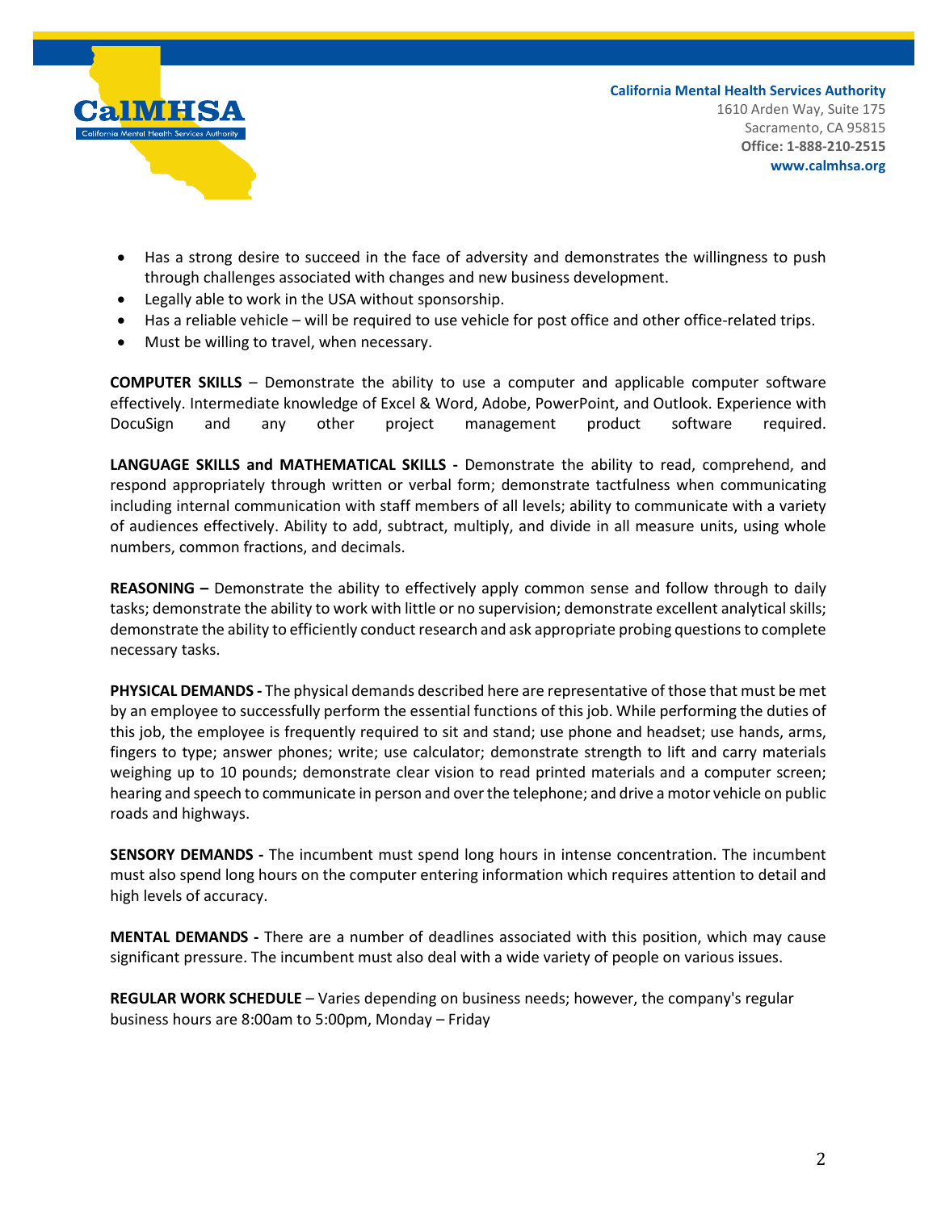- Has a strong desire to succeed in the face of adversity and demonstrates the willingness to push through challenges associated with changes and new business development.
- Legally able to work in the USA without sponsorship.
- Has a reliable vehicle – will be required to use vehicle for post office and other office-related trips.
- Must be willing to travel, when necessary.

**COMPUTER SKILLS** – Demonstrate the ability to use a computer and applicable computer software effectively. Intermediate knowledge of Excel & Word, Adobe, PowerPoint, and Outlook. Experience with DocuSign and any other project management product software required.

**LANGUAGE SKILLS and MATHEMATICAL SKILLS -** Demonstrate the ability to read, comprehend, and respond appropriately through written or verbal form; demonstrate tactfulness when communicating including internal communication with staff members of all levels; ability to communicate with a variety of audiences effectively. Ability to add, subtract, multiply, and divide in all measure units, using whole numbers, common fractions, and decimals.

**REASONING –** Demonstrate the ability to effectively apply common sense and follow through to daily tasks; demonstrate the ability to work with little or no supervision; demonstrate excellent analytical skills; demonstrate the ability to efficiently conduct research and ask appropriate probing questions to complete necessary tasks.

**PHYSICAL DEMANDS -** The physical demands described here are representative of those that must be met by an employee to successfully perform the essential functions of this job. While performing the duties of this job, the employee is frequently required to sit and stand; use phone and headset; use hands, arms, fingers to type; answer phones; write; use calculator; demonstrate strength to lift and carry materials weighing up to 10 pounds; demonstrate clear vision to read printed materials and a computer screen; hearing and speech to communicate in person and over the telephone; and drive a motor vehicle on public roads and highways.

**SENSORY DEMANDS -** The incumbent must spend long hours in intense concentration. The incumbent must also spend long hours on the computer entering information which requires attention to detail and high levels of accuracy.

**MENTAL DEMANDS -** There are a number of deadlines associated with this position, which may cause significant pressure. The incumbent must also deal with a wide variety of people on various issues.

**REGULAR WORK SCHEDULE** – Varies depending on business needs; however, the company's regular business hours are 8:00am to 5:00pm, Monday – Friday